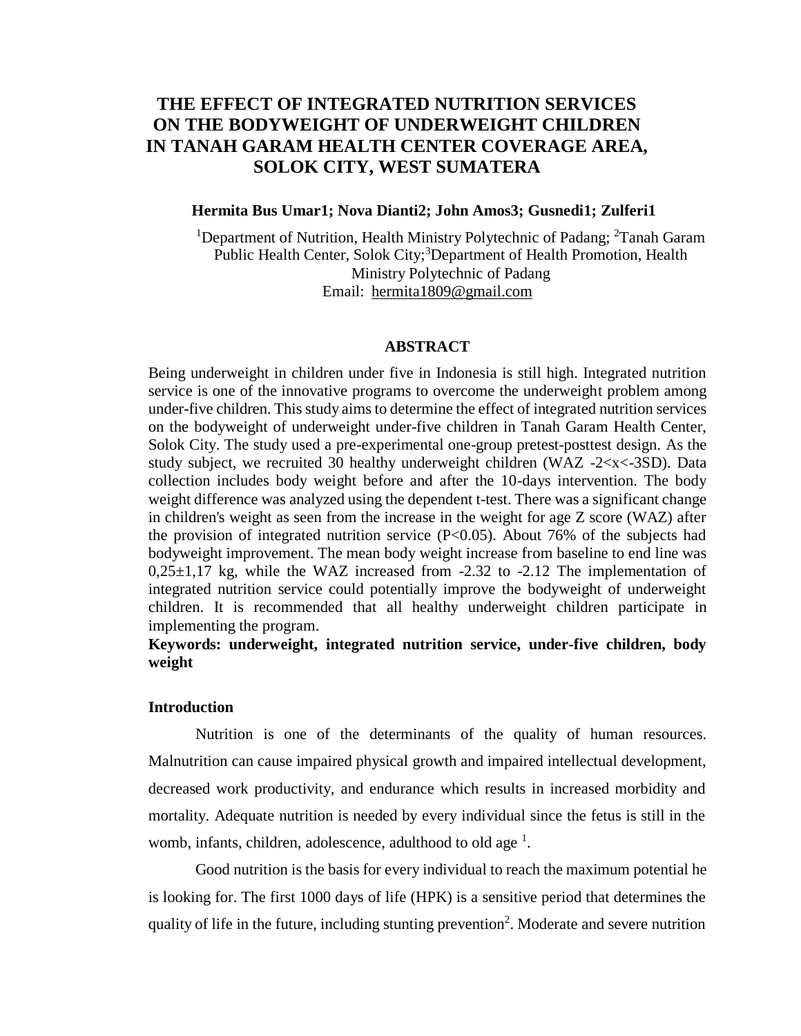# THE EFFECT OF INTEGRATED NUTRITION SERVICES ON THE BODYWEIGHT OF UNDERWEIGHT CHILDREN IN TANAH GARAM HEALTH CENTER COVERAGE AREA, SOLOK CITY, WEST SUMATERA

**Hermita Bus Umar1; Nova Dianti2; John Amos3; Gusnedi1; Zulferi1**

[1]Department of Nutrition, Health Ministry Polytechnic of Padang; [2]Tanah Garam Public Health Center, Solok City;[3]Department of Health Promotion, Health Ministry Polytechnic of Padang
Email: hermita1809@gmail.com

## ABSTRACT

Being underweight in children under five in Indonesia is still high. Integrated nutrition service is one of the innovative programs to overcome the underweight problem among under-five children. This study aims to determine the effect of integrated nutrition services on the bodyweight of underweight under-five children in Tanah Garam Health Center, Solok City. The study used a pre-experimental one-group pretest-posttest design. As the study subject, we recruited 30 healthy underweight children (WAZ -2<x<-3SD). Data collection includes body weight before and after the 10-days intervention. The body weight difference was analyzed using the dependent t-test. There was a significant change in children's weight as seen from the increase in the weight for age Z score (WAZ) after the provision of integrated nutrition service (P<0.05). About 76% of the subjects had bodyweight improvement. The mean body weight increase from baseline to end line was 0,25±1,17 kg, while the WAZ increased from -2.32 to -2.12 The implementation of integrated nutrition service could potentially improve the bodyweight of underweight children. It is recommended that all healthy underweight children participate in implementing the program.

**Keywords: underweight, integrated nutrition service, under-five children, body weight**

## Introduction

Nutrition is one of the determinants of the quality of human resources. Malnutrition can cause impaired physical growth and impaired intellectual development, decreased work productivity, and endurance which results in increased morbidity and mortality. Adequate nutrition is needed by every individual since the fetus is still in the womb, infants, children, adolescence, adulthood to old age [1].

Good nutrition is the basis for every individual to reach the maximum potential he is looking for. The first 1000 days of life (HPK) is a sensitive period that determines the quality of life in the future, including stunting prevention[2]. Moderate and severe nutrition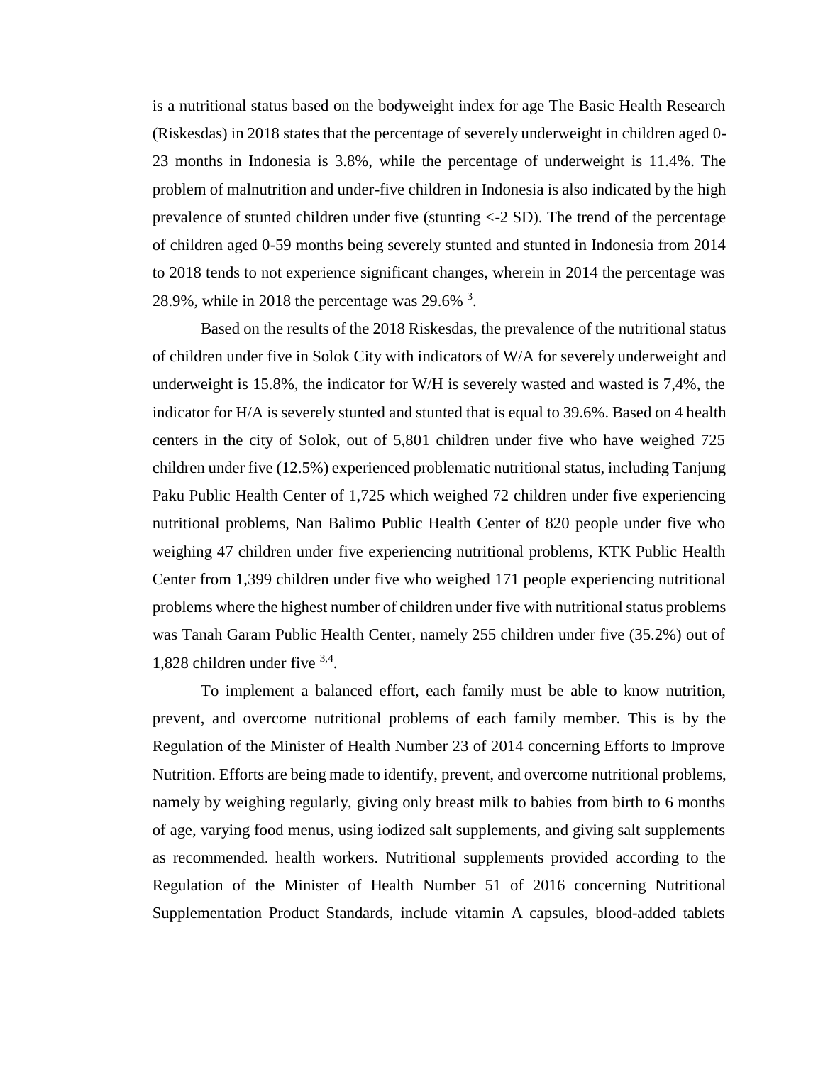is a nutritional status based on the bodyweight index for age The Basic Health Research (Riskesdas) in 2018 states that the percentage of severely underweight in children aged 0-23 months in Indonesia is 3.8%, while the percentage of underweight is 11.4%. The problem of malnutrition and under-five children in Indonesia is also indicated by the high prevalence of stunted children under five (stunting <-2 SD). The trend of the percentage of children aged 0-59 months being severely stunted and stunted in Indonesia from 2014 to 2018 tends to not experience significant changes, wherein in 2014 the percentage was 28.9%, while in 2018 the percentage was 29.6% [3].

Based on the results of the 2018 Riskesdas, the prevalence of the nutritional status of children under five in Solok City with indicators of W/A for severely underweight and underweight is 15.8%, the indicator for W/H is severely wasted and wasted is 7,4%, the indicator for H/A is severely stunted and stunted that is equal to 39.6%. Based on 4 health centers in the city of Solok, out of 5,801 children under five who have weighed 725 children under five (12.5%) experienced problematic nutritional status, including Tanjung Paku Public Health Center of 1,725 which weighed 72 children under five experiencing nutritional problems, Nan Balimo Public Health Center of 820 people under five who weighing 47 children under five experiencing nutritional problems, KTK Public Health Center from 1,399 children under five who weighed 171 people experiencing nutritional problems where the highest number of children under five with nutritional status problems was Tanah Garam Public Health Center, namely 255 children under five (35.2%) out of 1,828 children under five [3,4].

To implement a balanced effort, each family must be able to know nutrition, prevent, and overcome nutritional problems of each family member. This is by the Regulation of the Minister of Health Number 23 of 2014 concerning Efforts to Improve Nutrition. Efforts are being made to identify, prevent, and overcome nutritional problems, namely by weighing regularly, giving only breast milk to babies from birth to 6 months of age, varying food menus, using iodized salt supplements, and giving salt supplements as recommended. health workers. Nutritional supplements provided according to the Regulation of the Minister of Health Number 51 of 2016 concerning Nutritional Supplementation Product Standards, include vitamin A capsules, blood-added tablets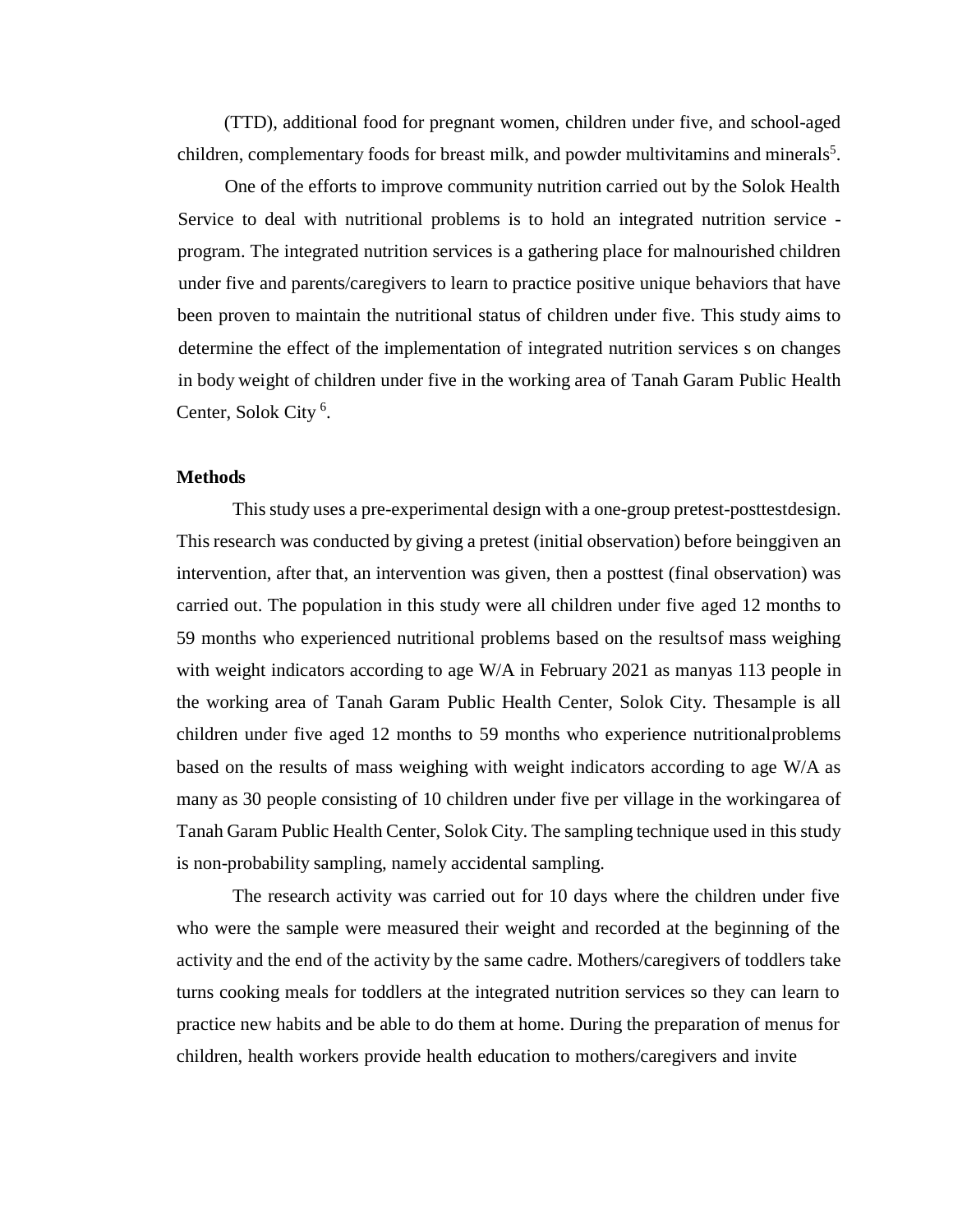(TTD), additional food for pregnant women, children under five, and school-aged children, complementary foods for breast milk, and powder multivitamins and minerals[5].

One of the efforts to improve community nutrition carried out by the Solok Health Service to deal with nutritional problems is to hold an integrated nutrition service - program. The integrated nutrition services is a gathering place for malnourished children under five and parents/caregivers to learn to practice positive unique behaviors that have been proven to maintain the nutritional status of children under five. This study aims to determine the effect of the implementation of integrated nutrition services s on changes in body weight of children under five in the working area of Tanah Garam Public Health Center, Solok City [6].

## Methods

This study uses a pre-experimental design with a one-group pretest-posttestdesign. This research was conducted by giving a pretest (initial observation) before beinggiven an intervention, after that, an intervention was given, then a posttest (final observation) was carried out. The population in this study were all children under five aged 12 months to 59 months who experienced nutritional problems based on the resultsof mass weighing with weight indicators according to age W/A in February 2021 as manyas 113 people in the working area of Tanah Garam Public Health Center, Solok City. Thesample is all children under five aged 12 months to 59 months who experience nutritionalproblems based on the results of mass weighing with weight indicators according to age W/A as many as 30 people consisting of 10 children under five per village in the workingarea of Tanah Garam Public Health Center, Solok City. The sampling technique used in this study is non-probability sampling, namely accidental sampling.

The research activity was carried out for 10 days where the children under five who were the sample were measured their weight and recorded at the beginning of the activity and the end of the activity by the same cadre. Mothers/caregivers of toddlers take turns cooking meals for toddlers at the integrated nutrition services so they can learn to practice new habits and be able to do them at home. During the preparation of menus for children, health workers provide health education to mothers/caregivers and invite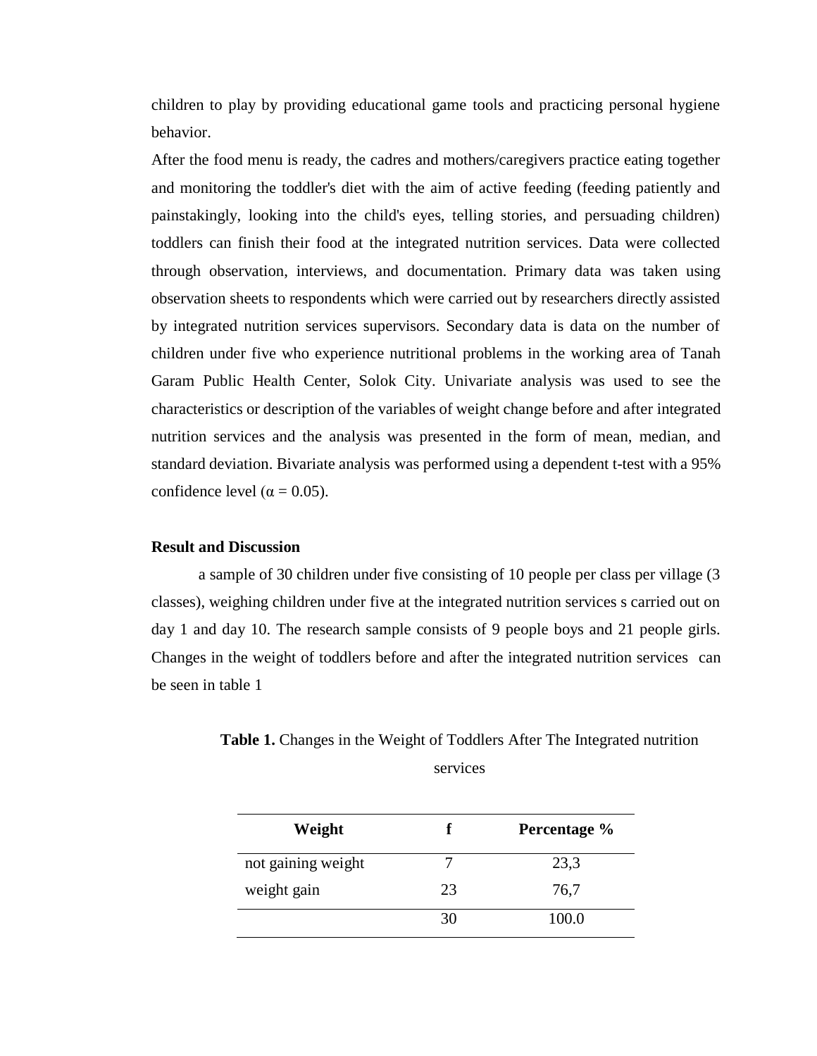children to play by providing educational game tools and practicing personal hygiene behavior.

After the food menu is ready, the cadres and mothers/caregivers practice eating together and monitoring the toddler's diet with the aim of active feeding (feeding patiently and painstakingly, looking into the child's eyes, telling stories, and persuading children) toddlers can finish their food at the integrated nutrition services. Data were collected through observation, interviews, and documentation. Primary data was taken using observation sheets to respondents which were carried out by researchers directly assisted by integrated nutrition services supervisors. Secondary data is data on the number of children under five who experience nutritional problems in the working area of Tanah Garam Public Health Center, Solok City. Univariate analysis was used to see the characteristics or description of the variables of weight change before and after integrated nutrition services and the analysis was presented in the form of mean, median, and standard deviation. Bivariate analysis was performed using a dependent t-test with a 95% confidence level ($\alpha = 0.05$).

## Result and Discussion

a sample of 30 children under five consisting of 10 people per class per village (3 classes), weighing children under five at the integrated nutrition services s carried out on day 1 and day 10. The research sample consists of 9 people boys and 21 people girls. Changes in the weight of toddlers before and after the integrated nutrition services can be seen in table 1

**Table 1.** Changes in the Weight of Toddlers After The Integrated nutrition services

| Weight | f | Percentage % |
|---|---|---|
| not gaining weight | 7 | 23,3 |
| weight gain | 23 | 76,7 |
| | 30 | 100.0 |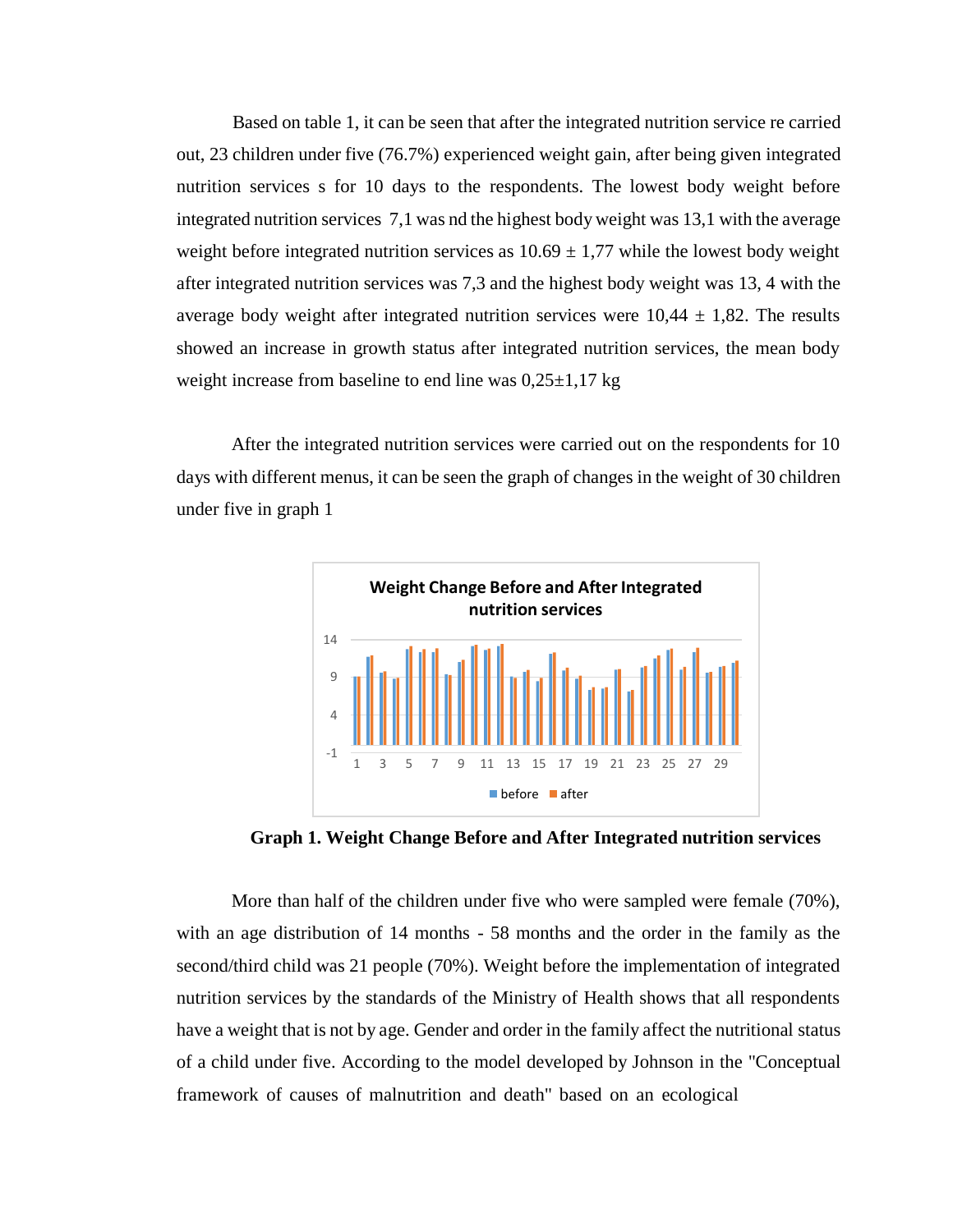Based on table 1, it can be seen that after the integrated nutrition service re carried out, 23 children under five (76.7%) experienced weight gain, after being given integrated nutrition services s for 10 days to the respondents. The lowest body weight before integrated nutrition services 7,1 was nd the highest body weight was 13,1 with the average weight before integrated nutrition services as 10.69 ± 1,77 while the lowest body weight after integrated nutrition services was 7,3 and the highest body weight was 13, 4 with the average body weight after integrated nutrition services were 10,44 ± 1,82. The results showed an increase in growth status after integrated nutrition services, the mean body weight increase from baseline to end line was 0,25±1,17 kg

After the integrated nutrition services were carried out on the respondents for 10 days with different menus, it can be seen the graph of changes in the weight of 30 children under five in graph 1

**Graph 1. Weight Change Before and After Integrated nutrition services**

More than half of the children under five who were sampled were female (70%), with an age distribution of 14 months - 58 months and the order in the family as the second/third child was 21 people (70%). Weight before the implementation of integrated nutrition services by the standards of the Ministry of Health shows that all respondents have a weight that is not by age. Gender and order in the family affect the nutritional status of a child under five. According to the model developed by Johnson in the "Conceptual framework of causes of malnutrition and death" based on an ecological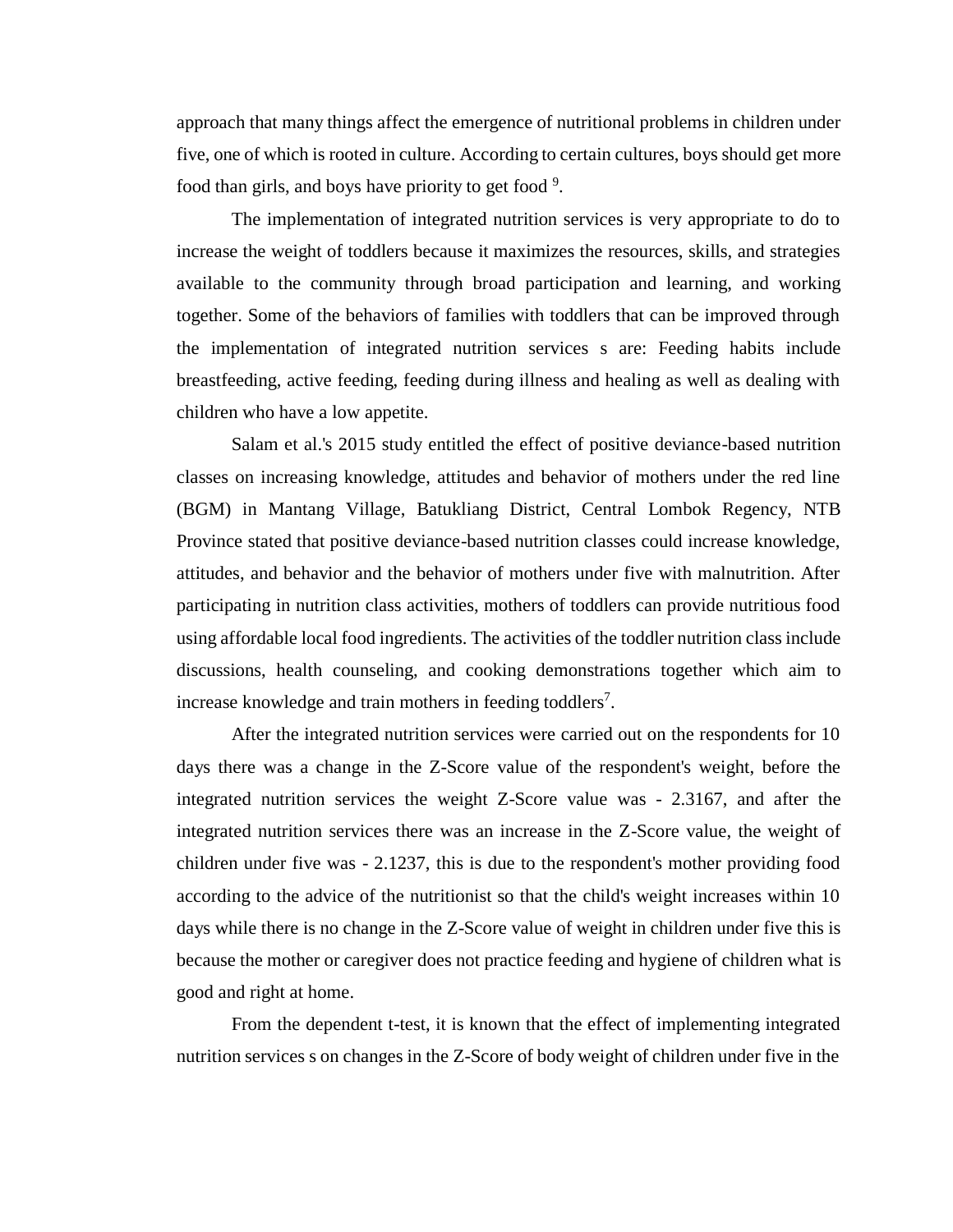approach that many things affect the emergence of nutritional problems in children under five, one of which is rooted in culture. According to certain cultures, boys should get more food than girls, and boys have priority to get food [9].

The implementation of integrated nutrition services is very appropriate to do to increase the weight of toddlers because it maximizes the resources, skills, and strategies available to the community through broad participation and learning, and working together. Some of the behaviors of families with toddlers that can be improved through the implementation of integrated nutrition services s are: Feeding habits include breastfeeding, active feeding, feeding during illness and healing as well as dealing with children who have a low appetite.

Salam et al.'s 2015 study entitled the effect of positive deviance-based nutrition classes on increasing knowledge, attitudes and behavior of mothers under the red line (BGM) in Mantang Village, Batukliang District, Central Lombok Regency, NTB Province stated that positive deviance-based nutrition classes could increase knowledge, attitudes, and behavior and the behavior of mothers under five with malnutrition. After participating in nutrition class activities, mothers of toddlers can provide nutritious food using affordable local food ingredients. The activities of the toddler nutrition class include discussions, health counseling, and cooking demonstrations together which aim to increase knowledge and train mothers in feeding toddlers[7].

After the integrated nutrition services were carried out on the respondents for 10 days there was a change in the Z-Score value of the respondent's weight, before the integrated nutrition services the weight Z-Score value was - 2.3167, and after the integrated nutrition services there was an increase in the Z-Score value, the weight of children under five was - 2.1237, this is due to the respondent's mother providing food according to the advice of the nutritionist so that the child's weight increases within 10 days while there is no change in the Z-Score value of weight in children under five this is because the mother or caregiver does not practice feeding and hygiene of children what is good and right at home.

From the dependent t-test, it is known that the effect of implementing integrated nutrition services s on changes in the Z-Score of body weight of children under five in the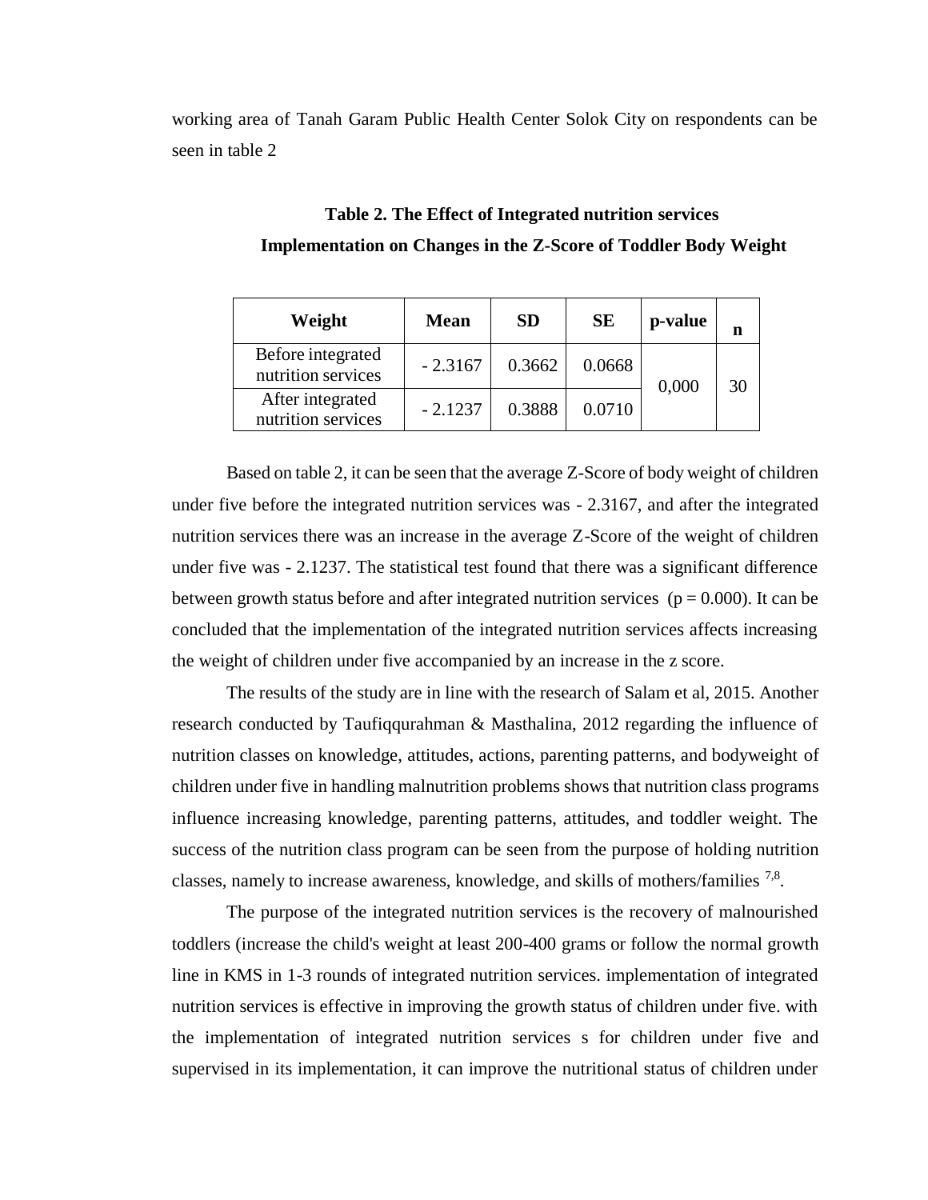working area of Tanah Garam Public Health Center Solok City on respondents can be seen in table 2

**Table 2. The Effect of Integrated nutrition services Implementation on Changes in the Z-Score of Toddler Body Weight**

| Weight | Mean | SD | SE | p-value | n |
|---|---|---|---|---|---|
| Before integrated nutrition services | - 2.3167 | 0.3662 | 0.0668 | 0,000 | 30 |
| After integrated nutrition services | - 2.1237 | 0.3888 | 0.0710 | | |

Based on table 2, it can be seen that the average Z-Score of body weight of children under five before the integrated nutrition services was - 2.3167, and after the integrated nutrition services there was an increase in the average Z-Score of the weight of children under five was - 2.1237. The statistical test found that there was a significant difference between growth status before and after integrated nutrition services ($p = 0.000$). It can be concluded that the implementation of the integrated nutrition services affects increasing the weight of children under five accompanied by an increase in the z score.

The results of the study are in line with the research of Salam et al, 2015. Another research conducted by Taufiqqurahman & Masthalina, 2012 regarding the influence of nutrition classes on knowledge, attitudes, actions, parenting patterns, and bodyweight of children under five in handling malnutrition problems shows that nutrition class programs influence increasing knowledge, parenting patterns, attitudes, and toddler weight. The success of the nutrition class program can be seen from the purpose of holding nutrition classes, namely to increase awareness, knowledge, and skills of mothers/families [7,8].

The purpose of the integrated nutrition services is the recovery of malnourished toddlers (increase the child's weight at least 200-400 grams or follow the normal growth line in KMS in 1-3 rounds of integrated nutrition services. implementation of integrated nutrition services is effective in improving the growth status of children under five. with the implementation of integrated nutrition services s for children under five and supervised in its implementation, it can improve the nutritional status of children under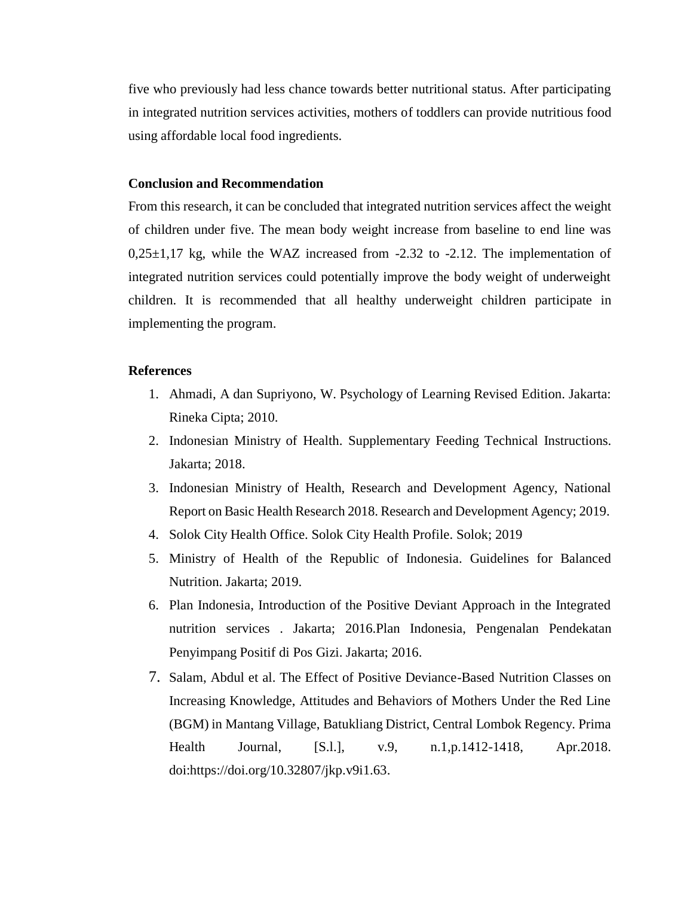five who previously had less chance towards better nutritional status. After participating in integrated nutrition services activities, mothers of toddlers can provide nutritious food using affordable local food ingredients.

**Conclusion and Recommendation**

From this research, it can be concluded that integrated nutrition services affect the weight of children under five. The mean body weight increase from baseline to end line was 0,25±1,17 kg, while the WAZ increased from -2.32 to -2.12. The implementation of integrated nutrition services could potentially improve the body weight of underweight children. It is recommended that all healthy underweight children participate in implementing the program.

**References**

1. Ahmadi, A dan Supriyono, W. Psychology of Learning Revised Edition. Jakarta: Rineka Cipta; 2010.
2. Indonesian Ministry of Health. Supplementary Feeding Technical Instructions. Jakarta; 2018.
3. Indonesian Ministry of Health, Research and Development Agency, National Report on Basic Health Research 2018. Research and Development Agency; 2019.
4. Solok City Health Office. Solok City Health Profile. Solok; 2019
5. Ministry of Health of the Republic of Indonesia. Guidelines for Balanced Nutrition. Jakarta; 2019.
6. Plan Indonesia, Introduction of the Positive Deviant Approach in the Integrated nutrition services . Jakarta; 2016.Plan Indonesia, Pengenalan Pendekatan Penyimpang Positif di Pos Gizi. Jakarta; 2016.
7. Salam, Abdul et al. The Effect of Positive Deviance-Based Nutrition Classes on Increasing Knowledge, Attitudes and Behaviors of Mothers Under the Red Line (BGM) in Mantang Village, Batukliang District, Central Lombok Regency. Prima Health Journal, [S.l.], v.9, n.1,p.1412-1418, Apr.2018. doi:https://doi.org/10.32807/jkp.v9i1.63.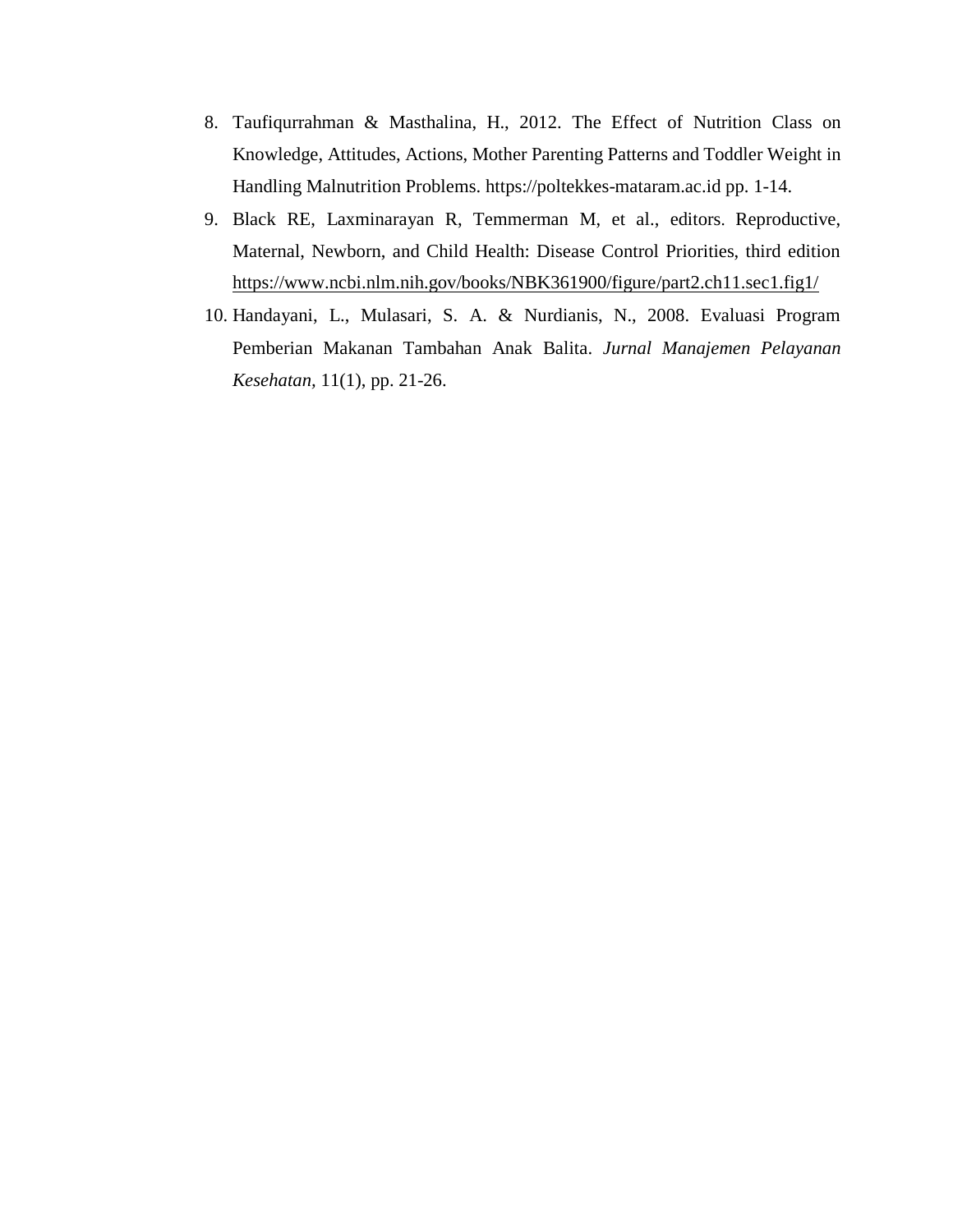8. Taufiqurrahman & Masthalina, H., 2012. The Effect of Nutrition Class on Knowledge, Attitudes, Actions, Mother Parenting Patterns and Toddler Weight in Handling Malnutrition Problems. https://poltekkes-mataram.ac.id pp. 1-14.
9. Black RE, Laxminarayan R, Temmerman M, et al., editors. Reproductive, Maternal, Newborn, and Child Health: Disease Control Priorities, third edition https://www.ncbi.nlm.nih.gov/books/NBK361900/figure/part2.ch11.sec1.fig1/
10. Handayani, L., Mulasari, S. A. & Nurdianis, N., 2008. Evaluasi Program Pemberian Makanan Tambahan Anak Balita. *Jurnal Manajemen Pelayanan Kesehatan*, 11(1), pp. 21-26.